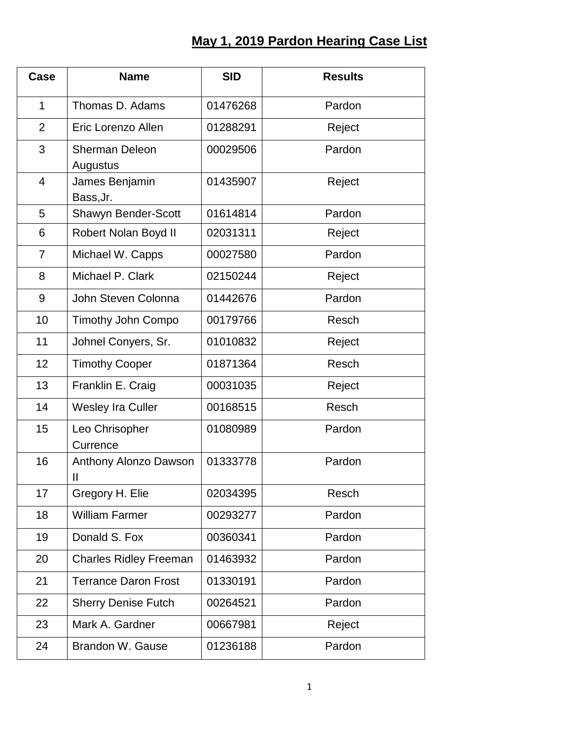# May 1, 2019 Pardon Hearing Case List

| Case | Name | SID | Results |
|---|---|---|---|
| 1 | Thomas D. Adams | 01476268 | Pardon |
| 2 | Eric Lorenzo Allen | 01288291 | Reject |
| 3 | Sherman Deleon Augustus | 00029506 | Pardon |
| 4 | James Benjamin Bass,Jr. | 01435907 | Reject |
| 5 | Shawyn Bender-Scott | 01614814 | Pardon |
| 6 | Robert Nolan Boyd II | 02031311 | Reject |
| 7 | Michael W. Capps | 00027580 | Pardon |
| 8 | Michael P. Clark | 02150244 | Reject |
| 9 | John Steven Colonna | 01442676 | Pardon |
| 10 | Timothy John Compo | 00179766 | Resch |
| 11 | Johnel Conyers, Sr. | 01010832 | Reject |
| 12 | Timothy Cooper | 01871364 | Resch |
| 13 | Franklin E. Craig | 00031035 | Reject |
| 14 | Wesley Ira Culler | 00168515 | Resch |
| 15 | Leo Chrisopher Currence | 01080989 | Pardon |
| 16 | Anthony Alonzo Dawson II | 01333778 | Pardon |
| 17 | Gregory H. Elie | 02034395 | Resch |
| 18 | William Farmer | 00293277 | Pardon |
| 19 | Donald S. Fox | 00360341 | Pardon |
| 20 | Charles Ridley Freeman | 01463932 | Pardon |
| 21 | Terrance Daron Frost | 01330191 | Pardon |
| 22 | Sherry Denise Futch | 00264521 | Pardon |
| 23 | Mark A. Gardner | 00667981 | Reject |
| 24 | Brandon W. Gause | 01236188 | Pardon |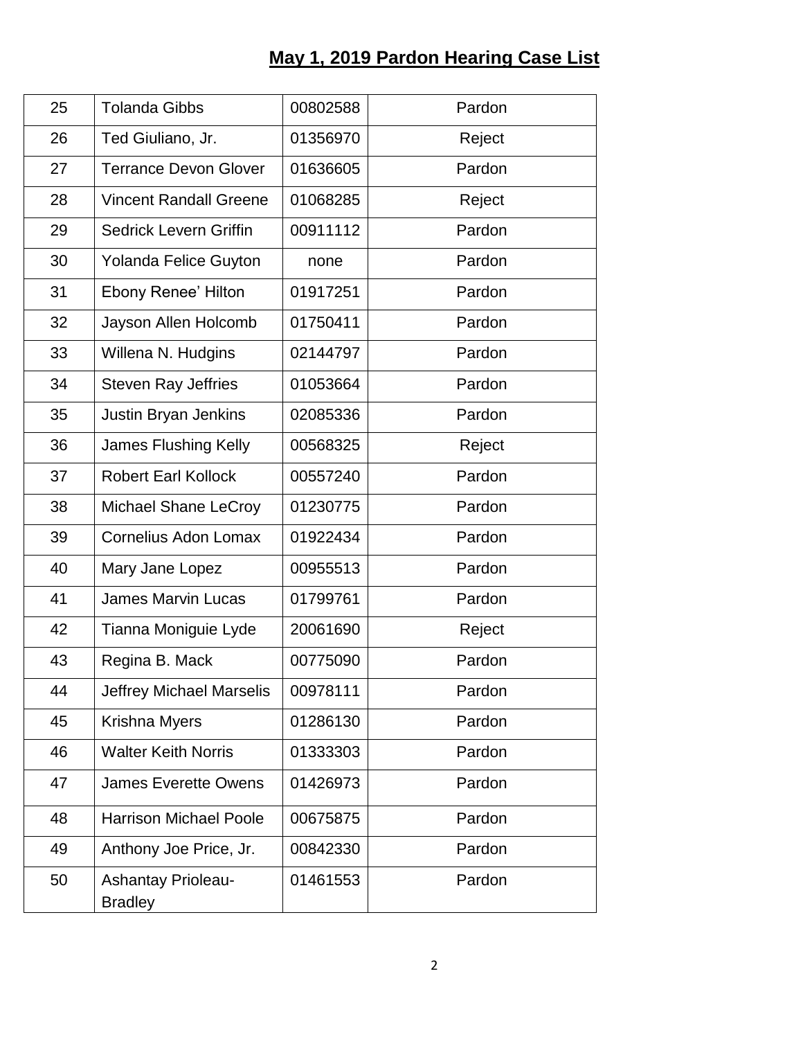## May 1, 2019 Pardon Hearing Case List

| | | | |
|---|---|---|---|
| 25 | Tolanda Gibbs | 00802588 | Pardon |
| 26 | Ted Giuliano, Jr. | 01356970 | Reject |
| 27 | Terrance Devon Glover | 01636605 | Pardon |
| 28 | Vincent Randall Greene | 01068285 | Reject |
| 29 | Sedrick Levern Griffin | 00911112 | Pardon |
| 30 | Yolanda Felice Guyton | none | Pardon |
| 31 | Ebony Renee' Hilton | 01917251 | Pardon |
| 32 | Jayson Allen Holcomb | 01750411 | Pardon |
| 33 | Willena N. Hudgins | 02144797 | Pardon |
| 34 | Steven Ray Jeffries | 01053664 | Pardon |
| 35 | Justin Bryan Jenkins | 02085336 | Pardon |
| 36 | James Flushing Kelly | 00568325 | Reject |
| 37 | Robert Earl Kollock | 00557240 | Pardon |
| 38 | Michael Shane LeCroy | 01230775 | Pardon |
| 39 | Cornelius Adon Lomax | 01922434 | Pardon |
| 40 | Mary Jane Lopez | 00955513 | Pardon |
| 41 | James Marvin Lucas | 01799761 | Pardon |
| 42 | Tianna Moniguie Lyde | 20061690 | Reject |
| 43 | Regina B. Mack | 00775090 | Pardon |
| 44 | Jeffrey Michael Marselis | 00978111 | Pardon |
| 45 | Krishna Myers | 01286130 | Pardon |
| 46 | Walter Keith Norris | 01333303 | Pardon |
| 47 | James Everette Owens | 01426973 | Pardon |
| 48 | Harrison Michael Poole | 00675875 | Pardon |
| 49 | Anthony Joe Price, Jr. | 00842330 | Pardon |
| 50 | Ashantay Prioleau-Bradley | 01461553 | Pardon |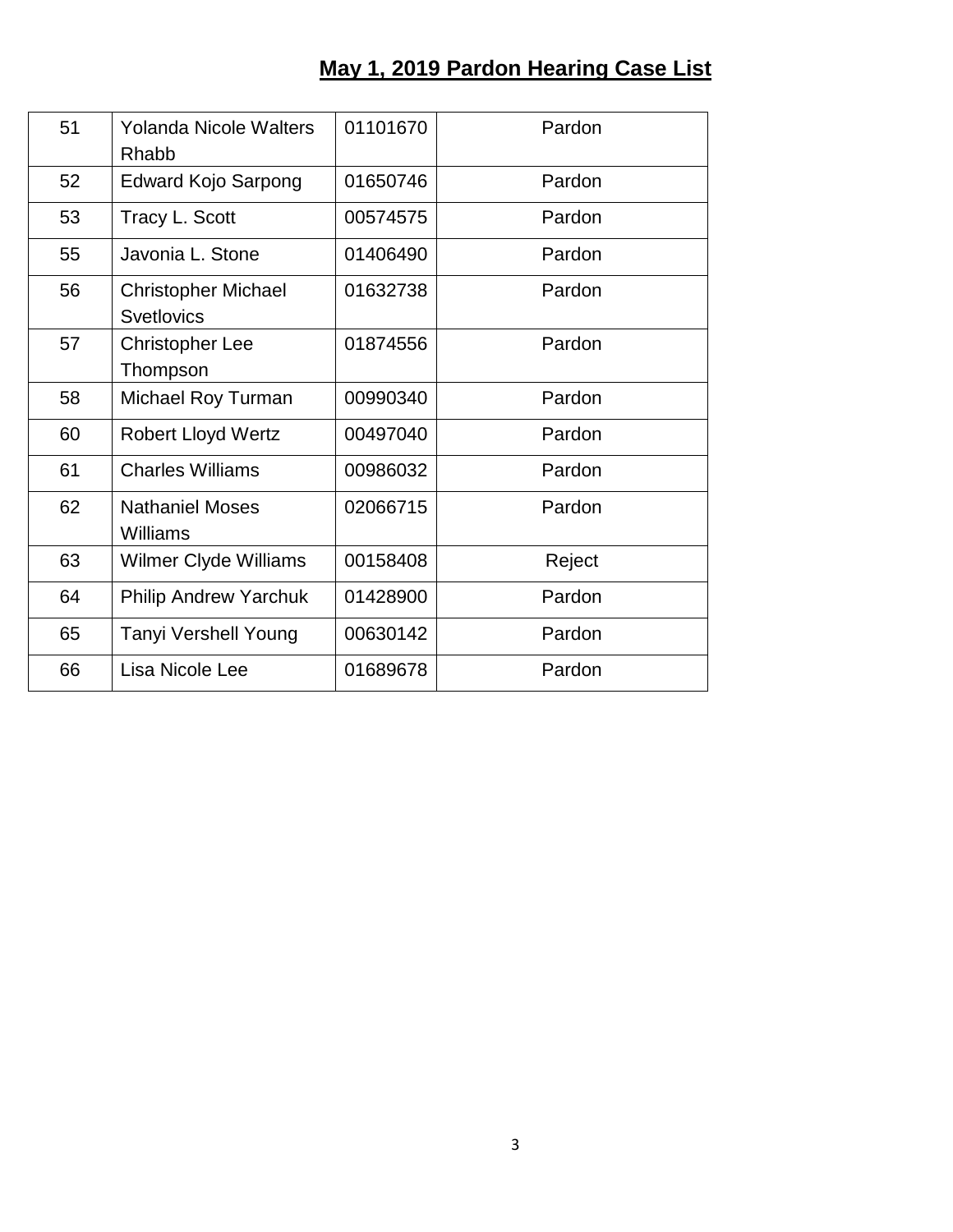# May 1, 2019 Pardon Hearing Case List

| | | | |
|---|---|---|---|
| 51 | Yolanda Nicole Walters Rhabb | 01101670 | Pardon |
| 52 | Edward Kojo Sarpong | 01650746 | Pardon |
| 53 | Tracy L. Scott | 00574575 | Pardon |
| 55 | Javonia L. Stone | 01406490 | Pardon |
| 56 | Christopher Michael Svetlovics | 01632738 | Pardon |
| 57 | Christopher Lee Thompson | 01874556 | Pardon |
| 58 | Michael Roy Turman | 00990340 | Pardon |
| 60 | Robert Lloyd Wertz | 00497040 | Pardon |
| 61 | Charles Williams | 00986032 | Pardon |
| 62 | Nathaniel Moses Williams | 02066715 | Pardon |
| 63 | Wilmer Clyde Williams | 00158408 | Reject |
| 64 | Philip Andrew Yarchuk | 01428900 | Pardon |
| 65 | Tanyi Vershell Young | 00630142 | Pardon |
| 66 | Lisa Nicole Lee | 01689678 | Pardon |